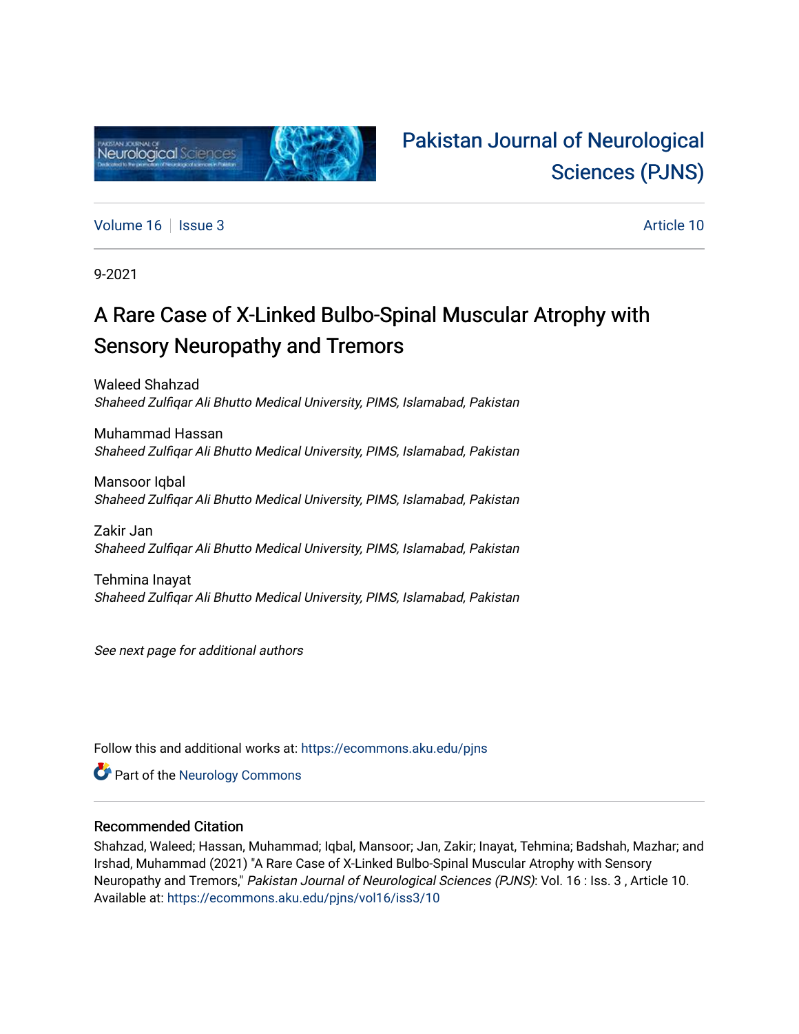# Pakistan Journal of Neurological Sciences (PJNS)

Volume 16 | Issue 3 Article 10

9-2021

## A Rare Case of X-Linked Bulbo-Spinal Muscular Atrophy with Sensory Neuropathy and Tremors

Waleed Shahzad
*Shaheed Zulfiqar Ali Bhutto Medical University, PIMS, Islamabad, Pakistan*

Muhammad Hassan
*Shaheed Zulfiqar Ali Bhutto Medical University, PIMS, Islamabad, Pakistan*

Mansoor Iqbal
*Shaheed Zulfiqar Ali Bhutto Medical University, PIMS, Islamabad, Pakistan*

Zakir Jan
*Shaheed Zulfiqar Ali Bhutto Medical University, PIMS, Islamabad, Pakistan*

Tehmina Inayat
*Shaheed Zulfiqar Ali Bhutto Medical University, PIMS, Islamabad, Pakistan*

*See next page for additional authors*

Follow this and additional works at: https://ecommons.aku.edu/pjns

Part of the Neurology Commons

### Recommended Citation

Shahzad, Waleed; Hassan, Muhammad; Iqbal, Mansoor; Jan, Zakir; Inayat, Tehmina; Badshah, Mazhar; and Irshad, Muhammad (2021) "A Rare Case of X-Linked Bulbo-Spinal Muscular Atrophy with Sensory Neuropathy and Tremors," *Pakistan Journal of Neurological Sciences (PJNS)*: Vol. 16 : Iss. 3 , Article 10.
Available at: https://ecommons.aku.edu/pjns/vol16/iss3/10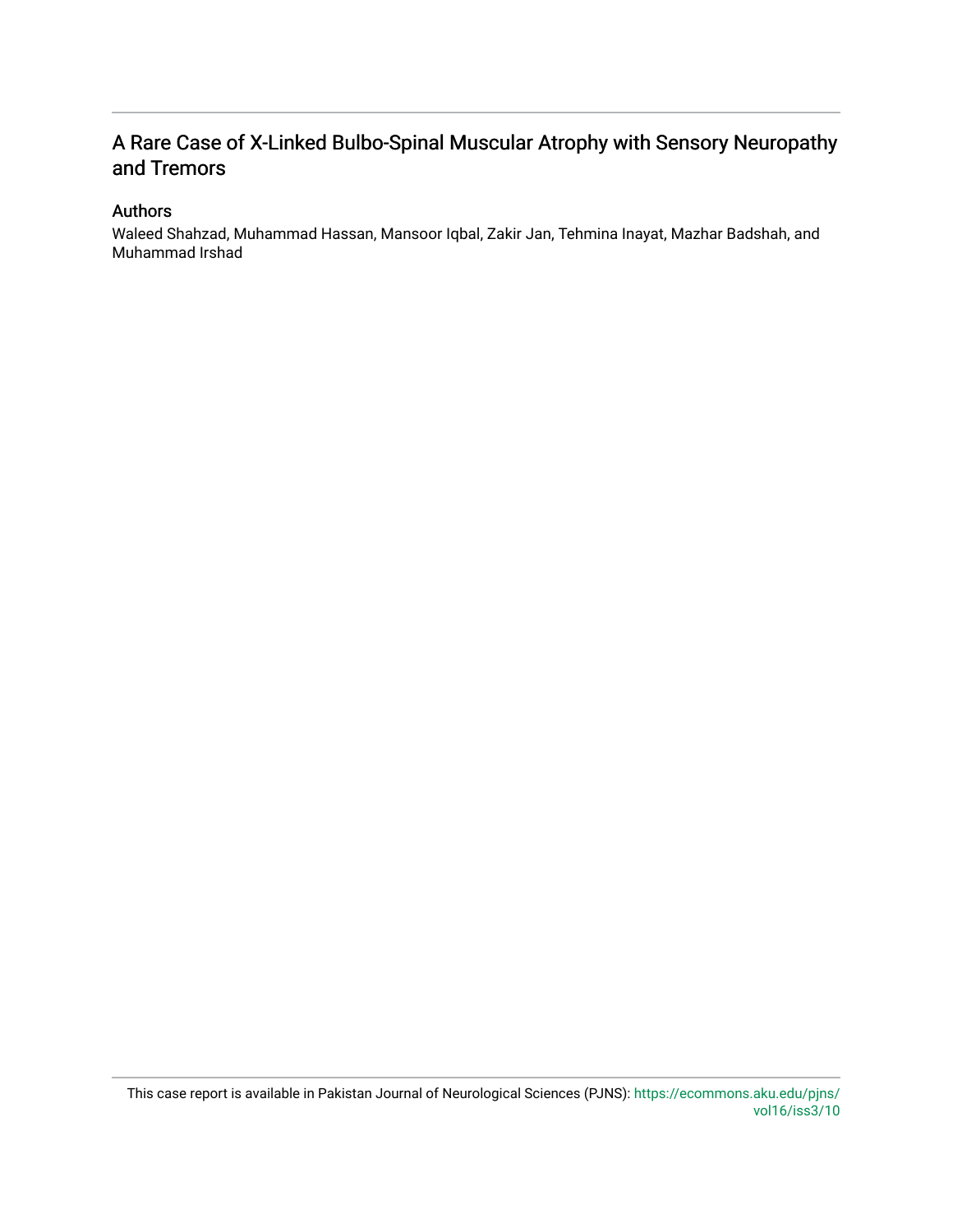# A Rare Case of X-Linked Bulbo-Spinal Muscular Atrophy with Sensory Neuropathy and Tremors

## Authors

Waleed Shahzad, Muhammad Hassan, Mansoor Iqbal, Zakir Jan, Tehmina Inayat, Mazhar Badshah, and Muhammad Irshad

This case report is available in Pakistan Journal of Neurological Sciences (PJNS): https://ecommons.aku.edu/pjns/vol16/iss3/10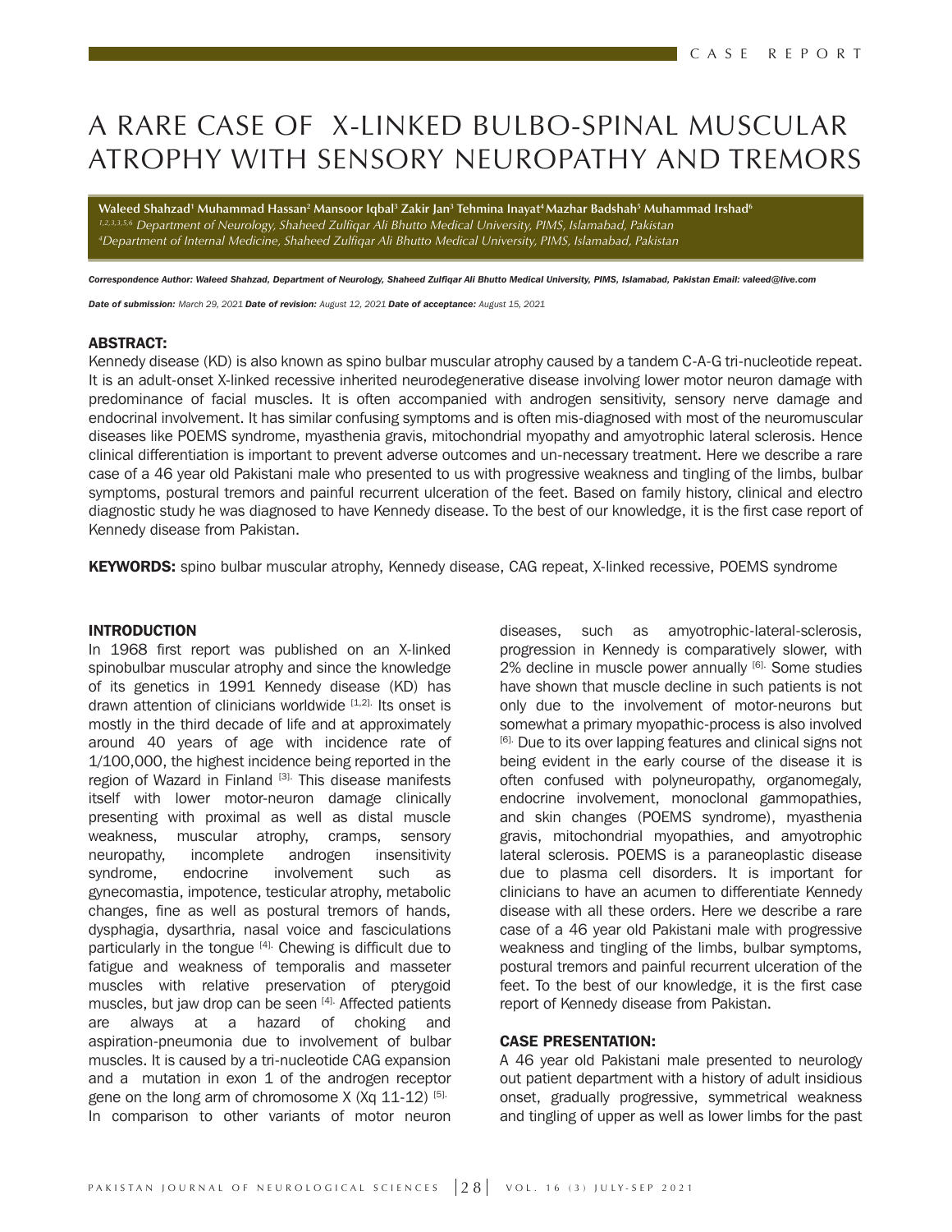# A RARE CASE OF X-LINKED BULBO-SPINAL MUSCULAR ATROPHY WITH SENSORY NEUROPATHY AND TREMORS

**Waleed Shahzad[1] Muhammad Hassan[2] Mansoor Iqbal[3] Zakir Jan[3] Tehmina Inayat[4] Mazhar Badshah[5] Muhammad Irshad[6]**

*[1,2,3,3,5,6] Department of Neurology, Shaheed Zulfiqar Ali Bhutto Medical University, PIMS, Islamabad, Pakistan*
*[4]Department of Internal Medicine, Shaheed Zulfiqar Ali Bhutto Medical University, PIMS, Islamabad, Pakistan*

***Correspondence Author:*** *Waleed Shahzad, Department of Neurology, Shaheed Zulfiqar Ali Bhutto Medical University, PIMS, Islamabad, Pakistan Email: valeed@live.com*

***Date of submission:*** *March 29, 2021* ***Date of revision:*** *August 12, 2021* ***Date of acceptance:*** *August 15, 2021*

## ABSTRACT:

Kennedy disease (KD) is also known as spino bulbar muscular atrophy caused by a tandem C-A-G tri-nucleotide repeat. It is an adult-onset X-linked recessive inherited neurodegenerative disease involving lower motor neuron damage with predominance of facial muscles. It is often accompanied with androgen sensitivity, sensory nerve damage and endocrinal involvement. It has similar confusing symptoms and is often mis-diagnosed with most of the neuromuscular diseases like POEMS syndrome, myasthenia gravis, mitochondrial myopathy and amyotrophic lateral sclerosis. Hence clinical differentiation is important to prevent adverse outcomes and un-necessary treatment. Here we describe a rare case of a 46 year old Pakistani male who presented to us with progressive weakness and tingling of the limbs, bulbar symptoms, postural tremors and painful recurrent ulceration of the feet. Based on family history, clinical and electro diagnostic study he was diagnosed to have Kennedy disease. To the best of our knowledge, it is the first case report of Kennedy disease from Pakistan.

**KEYWORDS:** spino bulbar muscular atrophy, Kennedy disease, CAG repeat, X-linked recessive, POEMS syndrome

## INTRODUCTION

In 1968 first report was published on an X-linked spinobulbar muscular atrophy and since the knowledge of its genetics in 1991 Kennedy disease (KD) has drawn attention of clinicians worldwide [1,2]. Its onset is mostly in the third decade of life and at approximately around 40 years of age with incidence rate of 1/100,000, the highest incidence being reported in the region of Wazard in Finland [3]. This disease manifests itself with lower motor-neuron damage clinically presenting with proximal as well as distal muscle weakness, muscular atrophy, cramps, sensory neuropathy, incomplete androgen insensitivity syndrome, endocrine involvement such as gynecomastia, impotence, testicular atrophy, metabolic changes, fine as well as postural tremors of hands, dysphagia, dysarthria, nasal voice and fasciculations particularly in the tongue [4]. Chewing is difficult due to fatigue and weakness of temporalis and masseter muscles with relative preservation of pterygoid muscles, but jaw drop can be seen [4]. Affected patients are always at a hazard of choking and aspiration-pneumonia due to involvement of bulbar muscles. It is caused by a tri-nucleotide CAG expansion and a mutation in exon 1 of the androgen receptor gene on the long arm of chromosome X (Xq 11-12) [5]. In comparison to other variants of motor neuron diseases, such as amyotrophic-lateral-sclerosis, progression in Kennedy is comparatively slower, with 2% decline in muscle power annually [6]. Some studies have shown that muscle decline in such patients is not only due to the involvement of motor-neurons but somewhat a primary myopathic-process is also involved [6]. Due to its over lapping features and clinical signs not being evident in the early course of the disease it is often confused with polyneuropathy, organomegaly, endocrine involvement, monoclonal gammopathies, and skin changes (POEMS syndrome), myasthenia gravis, mitochondrial myopathies, and amyotrophic lateral sclerosis. POEMS is a paraneoplastic disease due to plasma cell disorders. It is important for clinicians to have an acumen to differentiate Kennedy disease with all these orders. Here we describe a rare case of a 46 year old Pakistani male with progressive weakness and tingling of the limbs, bulbar symptoms, postural tremors and painful recurrent ulceration of the feet. To the best of our knowledge, it is the first case report of Kennedy disease from Pakistan.

## CASE PRESENTATION:

A 46 year old Pakistani male presented to neurology out patient department with a history of adult insidious onset, gradually progressive, symmetrical weakness and tingling of upper as well as lower limbs for the past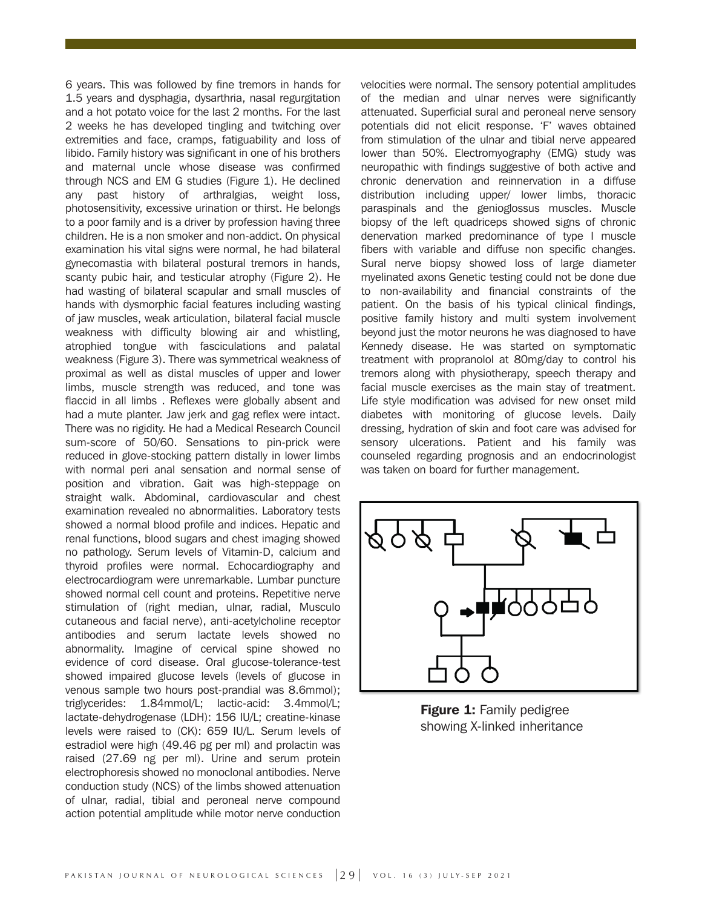6 years. This was followed by fine tremors in hands for 1.5 years and dysphagia, dysarthria, nasal regurgitation and a hot potato voice for the last 2 months. For the last 2 weeks he has developed tingling and twitching over extremities and face, cramps, fatiguability and loss of libido. Family history was significant in one of his brothers and maternal uncle whose disease was confirmed through NCS and EM G studies (Figure 1). He declined any past history of arthralgias, weight loss, photosensitivity, excessive urination or thirst. He belongs to a poor family and is a driver by profession having three children. He is a non smoker and non-addict. On physical examination his vital signs were normal, he had bilateral gynecomastia with bilateral postural tremors in hands, scanty pubic hair, and testicular atrophy (Figure 2). He had wasting of bilateral scapular and small muscles of hands with dysmorphic facial features including wasting of jaw muscles, weak articulation, bilateral facial muscle weakness with difficulty blowing air and whistling, atrophied tongue with fasciculations and palatal weakness (Figure 3). There was symmetrical weakness of proximal as well as distal muscles of upper and lower limbs, muscle strength was reduced, and tone was flaccid in all limbs . Reflexes were globally absent and had a mute planter. Jaw jerk and gag reflex were intact. There was no rigidity. He had a Medical Research Council sum-score of 50/60. Sensations to pin-prick were reduced in glove-stocking pattern distally in lower limbs with normal peri anal sensation and normal sense of position and vibration. Gait was high-steppage on straight walk. Abdominal, cardiovascular and chest examination revealed no abnormalities. Laboratory tests showed a normal blood profile and indices. Hepatic and renal functions, blood sugars and chest imaging showed no pathology. Serum levels of Vitamin-D, calcium and thyroid profiles were normal. Echocardiography and electrocardiogram were unremarkable. Lumbar puncture showed normal cell count and proteins. Repetitive nerve stimulation of (right median, ulnar, radial, Musculo cutaneous and facial nerve), anti-acetylcholine receptor antibodies and serum lactate levels showed no abnormality. Imagine of cervical spine showed no evidence of cord disease. Oral glucose-tolerance-test showed impaired glucose levels (levels of glucose in venous sample two hours post-prandial was 8.6mmol); triglycerides: 1.84mmol/L; lactic-acid: 3.4mmol/L; lactate-dehydrogenase (LDH): 156 IU/L; creatine-kinase levels were raised to (CK): 659 IU/L. Serum levels of estradiol were high (49.46 pg per ml) and prolactin was raised (27.69 ng per ml). Urine and serum protein electrophoresis showed no monoclonal antibodies. Nerve conduction study (NCS) of the limbs showed attenuation of ulnar, radial, tibial and peroneal nerve compound action potential amplitude while motor nerve conduction velocities were normal. The sensory potential amplitudes of the median and ulnar nerves were significantly attenuated. Superficial sural and peroneal nerve sensory potentials did not elicit response. 'F' waves obtained from stimulation of the ulnar and tibial nerve appeared lower than 50%. Electromyography (EMG) study was neuropathic with findings suggestive of both active and chronic denervation and reinnervation in a diffuse distribution including upper/ lower limbs, thoracic paraspinals and the genioglossus muscles. Muscle biopsy of the left quadriceps showed signs of chronic denervation marked predominance of type I muscle fibers with variable and diffuse non specific changes. Sural nerve biopsy showed loss of large diameter myelinated axons Genetic testing could not be done due to non-availability and financial constraints of the patient. On the basis of his typical clinical findings, positive family history and multi system involvement beyond just the motor neurons he was diagnosed to have Kennedy disease. He was started on symptomatic treatment with propranolol at 80mg/day to control his tremors along with physiotherapy, speech therapy and facial muscle exercises as the main stay of treatment. Life style modification was advised for new onset mild diabetes with monitoring of glucose levels. Daily dressing, hydration of skin and foot care was advised for sensory ulcerations. Patient and his family was counseled regarding prognosis and an endocrinologist was taken on board for further management.

**Figure 1:** Family pedigree showing X-linked inheritance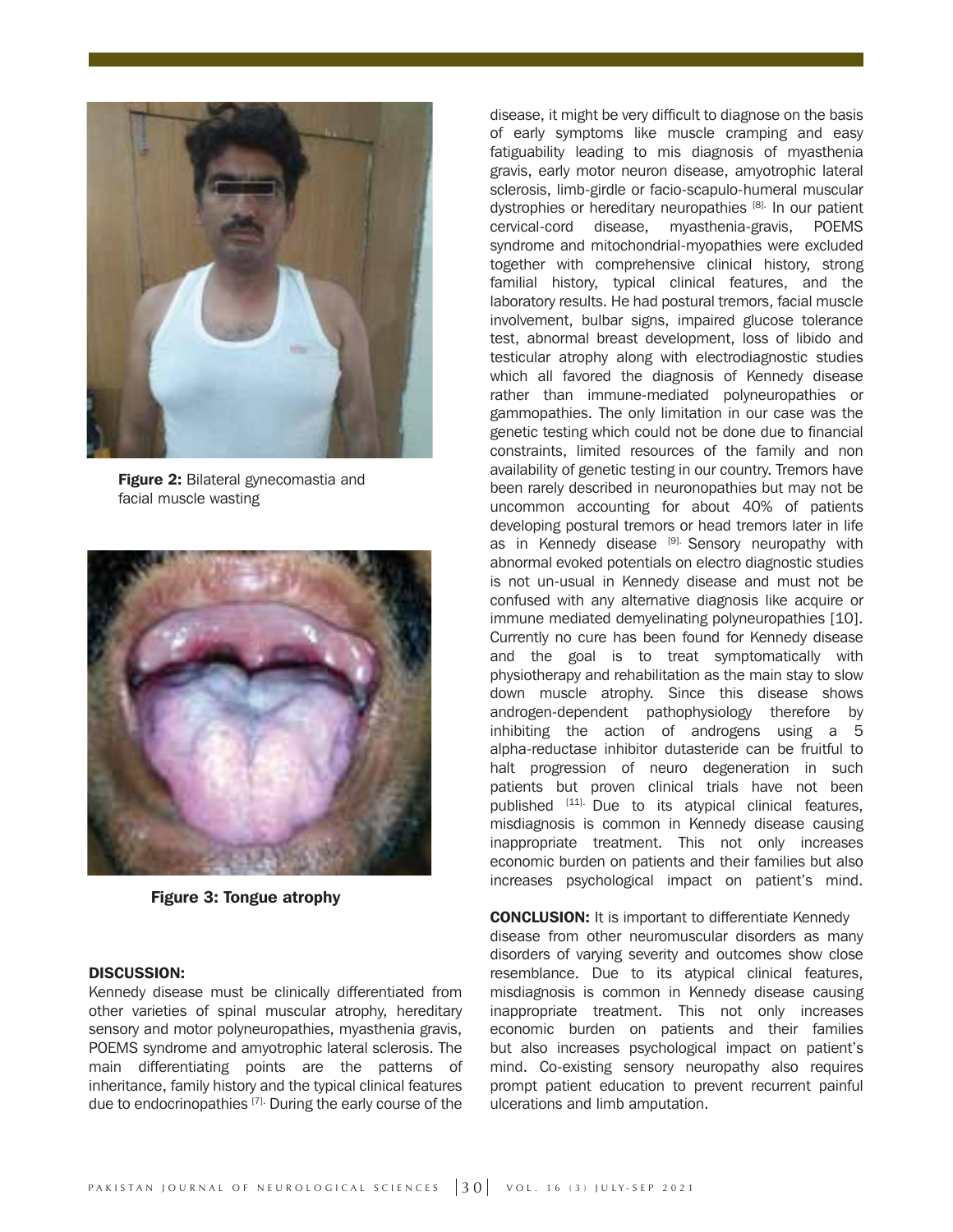Figure 2: Bilateral gynecomastia and facial muscle wasting

Figure 3: Tongue atrophy

## DISCUSSION:

Kennedy disease must be clinically differentiated from other varieties of spinal muscular atrophy, hereditary sensory and motor polyneuropathies, myasthenia gravis, POEMS syndrome and amyotrophic lateral sclerosis. The main differentiating points are the patterns of inheritance, family history and the typical clinical features due to endocrinopathies [7]. During the early course of the disease, it might be very difficult to diagnose on the basis of early symptoms like muscle cramping and easy fatiguability leading to mis diagnosis of myasthenia gravis, early motor neuron disease, amyotrophic lateral sclerosis, limb-girdle or facio-scapulo-humeral muscular dystrophies or hereditary neuropathies [8]. In our patient cervical-cord disease, myasthenia-gravis, POEMS syndrome and mitochondrial-myopathies were excluded together with comprehensive clinical history, strong familial history, typical clinical features, and the laboratory results. He had postural tremors, facial muscle involvement, bulbar signs, impaired glucose tolerance test, abnormal breast development, loss of libido and testicular atrophy along with electrodiagnostic studies which all favored the diagnosis of Kennedy disease rather than immune-mediated polyneuropathies or gammopathies. The only limitation in our case was the genetic testing which could not be done due to financial constraints, limited resources of the family and non availability of genetic testing in our country. Tremors have been rarely described in neuronopathies but may not be uncommon accounting for about 40% of patients developing postural tremors or head tremors later in life as in Kennedy disease [9]. Sensory neuropathy with abnormal evoked potentials on electro diagnostic studies is not un-usual in Kennedy disease and must not be confused with any alternative diagnosis like acquire or immune mediated demyelinating polyneuropathies [10]. Currently no cure has been found for Kennedy disease and the goal is to treat symptomatically with physiotherapy and rehabilitation as the main stay to slow down muscle atrophy. Since this disease shows androgen-dependent pathophysiology therefore by inhibiting the action of androgens using a 5 alpha-reductase inhibitor dutasteride can be fruitful to halt progression of neuro degeneration in such patients but proven clinical trials have not been published [11]. Due to its atypical clinical features, misdiagnosis is common in Kennedy disease causing inappropriate treatment. This not only increases economic burden on patients and their families but also increases psychological impact on patient's mind.

**CONCLUSION:** It is important to differentiate Kennedy disease from other neuromuscular disorders as many disorders of varying severity and outcomes show close resemblance. Due to its atypical clinical features, misdiagnosis is common in Kennedy disease causing inappropriate treatment. This not only increases economic burden on patients and their families but also increases psychological impact on patient's mind. Co-existing sensory neuropathy also requires prompt patient education to prevent recurrent painful ulcerations and limb amputation.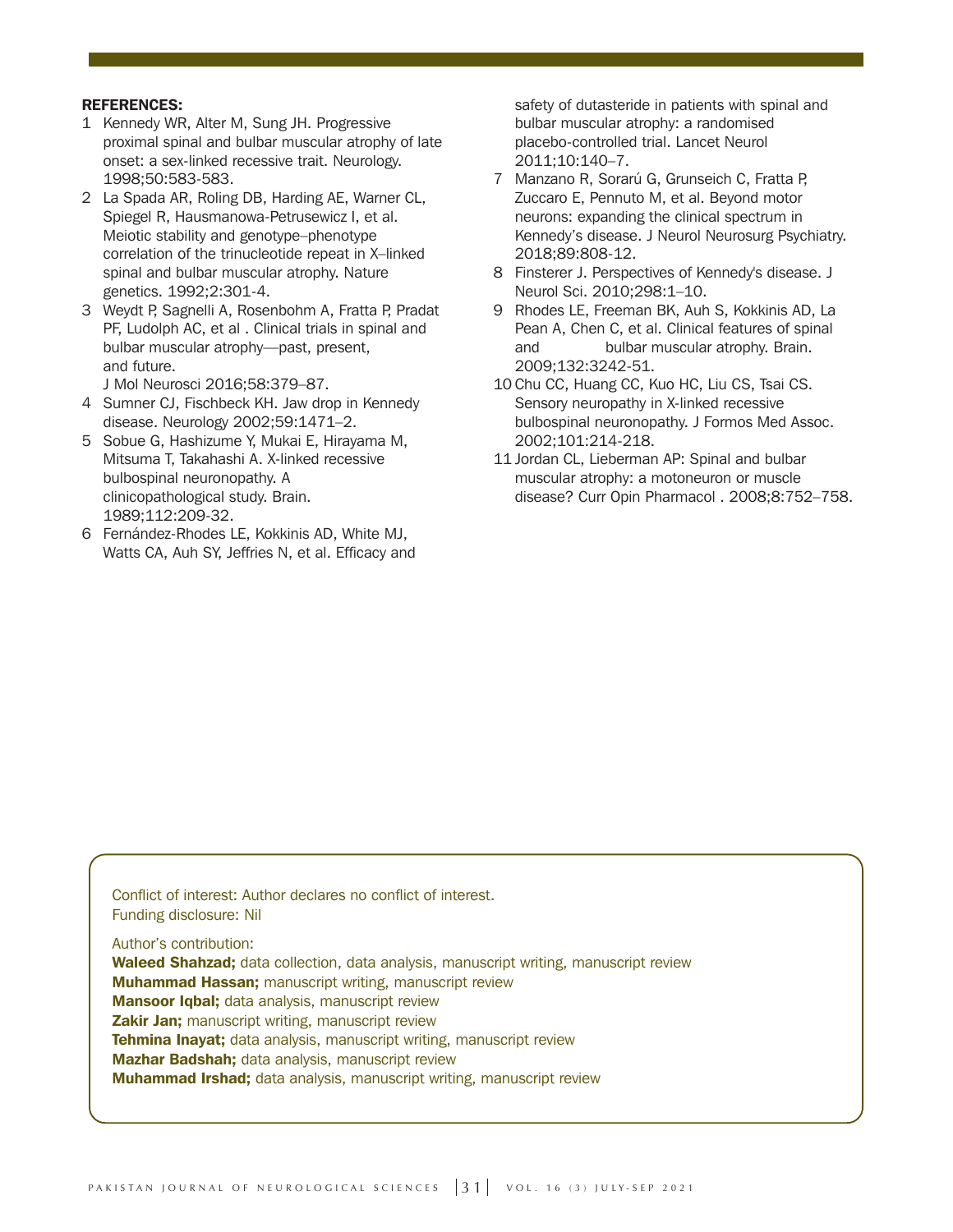**REFERENCES:**

1. Kennedy WR, Alter M, Sung JH. Progressive proximal spinal and bulbar muscular atrophy of late onset: a sex-linked recessive trait. Neurology. 1998;50:583-583.
2. La Spada AR, Roling DB, Harding AE, Warner CL, Spiegel R, Hausmanowa-Petrusewicz I, et al. Meiotic stability and genotype–phenotype correlation of the trinucleotide repeat in X–linked spinal and bulbar muscular atrophy. Nature genetics. 1992;2:301-4.
3. Weydt P, Sagnelli A, Rosenbohm A, Fratta P, Pradat PF, Ludolph AC, et al . Clinical trials in spinal and bulbar muscular atrophy—past, present, and future. J Mol Neurosci 2016;58:379–87.
4. Sumner CJ, Fischbeck KH. Jaw drop in Kennedy disease. Neurology 2002;59:1471–2.
5. Sobue G, Hashizume Y, Mukai E, Hirayama M, Mitsuma T, Takahashi A. X-linked recessive bulbospinal neuronopathy. A clinicopathological study. Brain. 1989;112:209-32.
6. Fernández-Rhodes LE, Kokkinis AD, White MJ, Watts CA, Auh SY, Jeffries N, et al. Efficacy and safety of dutasteride in patients with spinal and bulbar muscular atrophy: a randomised placebo-controlled trial. Lancet Neurol 2011;10:140–7.
7. Manzano R, Sorarú G, Grunseich C, Fratta P, Zuccaro E, Pennuto M, et al. Beyond motor neurons: expanding the clinical spectrum in Kennedy's disease. J Neurol Neurosurg Psychiatry. 2018;89:808-12.
8. Finsterer J. Perspectives of Kennedy's disease. J Neurol Sci. 2010;298:1–10.
9. Rhodes LE, Freeman BK, Auh S, Kokkinis AD, La Pean A, Chen C, et al. Clinical features of spinal and bulbar muscular atrophy. Brain. 2009;132:3242-51.
10. Chu CC, Huang CC, Kuo HC, Liu CS, Tsai CS. Sensory neuropathy in X-linked recessive bulbospinal neuronopathy. J Formos Med Assoc. 2002;101:214-218.
11. Jordan CL, Lieberman AP: Spinal and bulbar muscular atrophy: a motoneuron or muscle disease? Curr Opin Pharmacol . 2008;8:752–758.

Conflict of interest: Author declares no conflict of interest.
Funding disclosure: Nil

Author's contribution:
**Waleed Shahzad;** data collection, data analysis, manuscript writing, manuscript review
**Muhammad Hassan;** manuscript writing, manuscript review
**Mansoor Iqbal;** data analysis, manuscript review
**Zakir Jan;** manuscript writing, manuscript review
**Tehmina Inayat;** data analysis, manuscript writing, manuscript review
**Mazhar Badshah;** data analysis, manuscript review
**Muhammad Irshad;** data analysis, manuscript writing, manuscript review